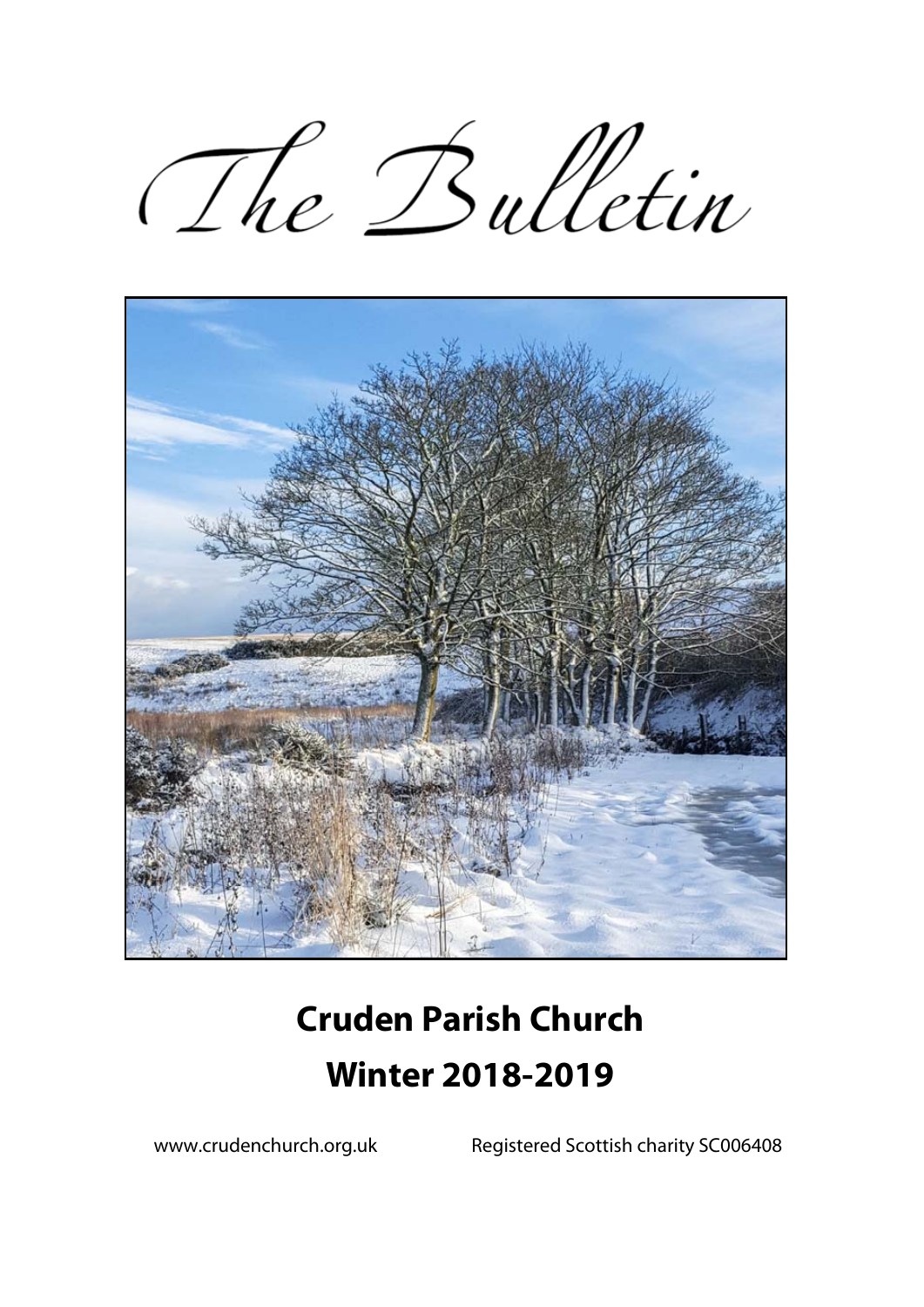# The Bulletin

## Cruden Parish Church

## Winter 2018-2019

www.crudenchurch.org.uk Registered Scottish charity SC006408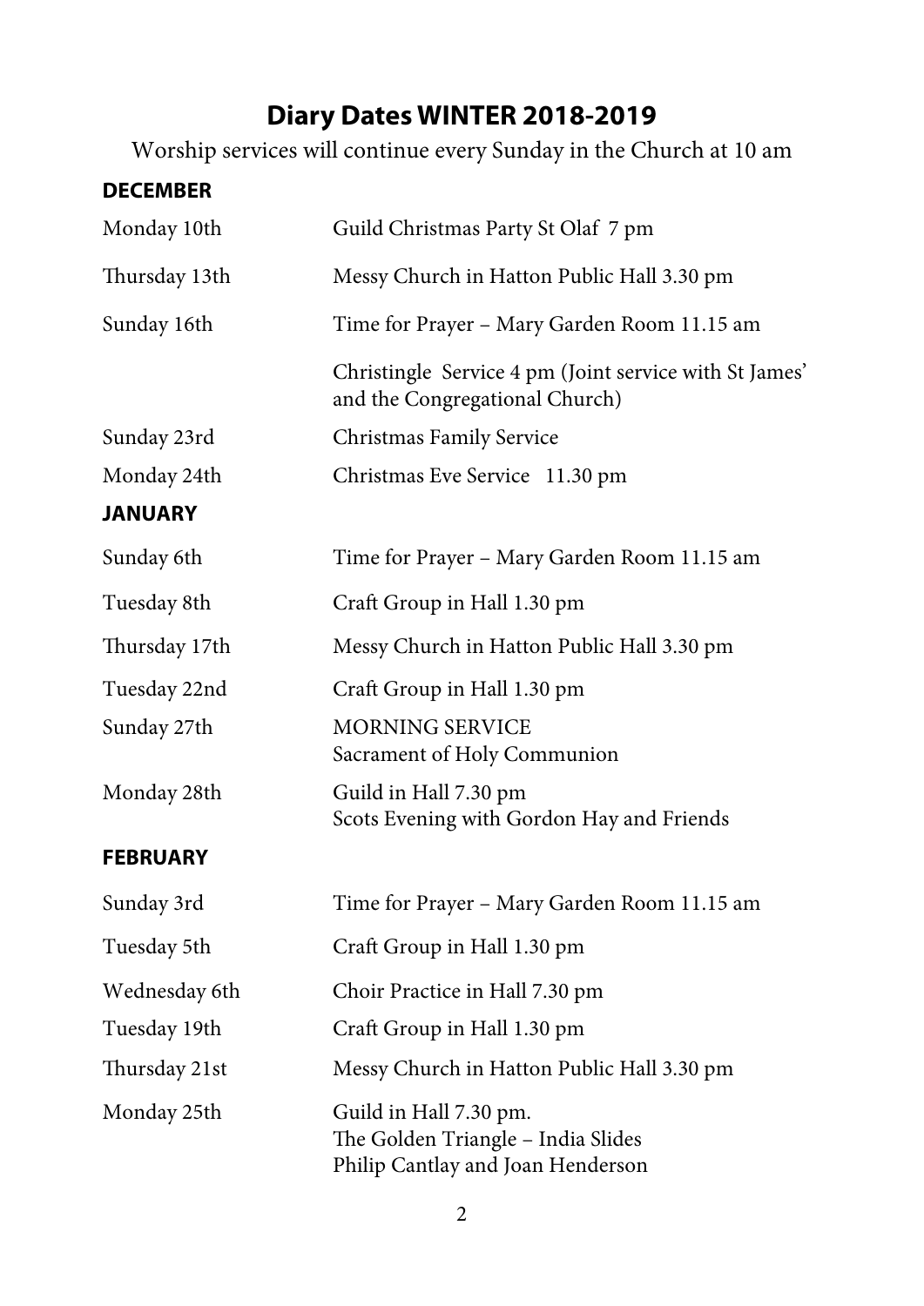# Diary Dates WINTER 2018-2019

Worship services will continue every Sunday in the Church at 10 am

### DECEMBER

| | |
|---|---|
| Monday 10th | Guild Christmas Party St Olaf 7 pm |
| Thursday 13th | Messy Church in Hatton Public Hall 3.30 pm |
| Sunday 16th | Time for Prayer – Mary Garden Room 11.15 am |
| | Christingle Service 4 pm (Joint service with St James' and the Congregational Church) |
| Sunday 23rd | Christmas Family Service |
| Monday 24th | Christmas Eve Service 11.30 pm |

### JANUARY

| | |
|---|---|
| Sunday 6th | Time for Prayer – Mary Garden Room 11.15 am |
| Tuesday 8th | Craft Group in Hall 1.30 pm |
| Thursday 17th | Messy Church in Hatton Public Hall 3.30 pm |
| Tuesday 22nd | Craft Group in Hall 1.30 pm |
| Sunday 27th | MORNING SERVICE<br>Sacrament of Holy Communion |
| Monday 28th | Guild in Hall 7.30 pm<br>Scots Evening with Gordon Hay and Friends |

### FEBRUARY

| | |
|---|---|
| Sunday 3rd | Time for Prayer – Mary Garden Room 11.15 am |
| Tuesday 5th | Craft Group in Hall 1.30 pm |
| Wednesday 6th | Choir Practice in Hall 7.30 pm |
| Tuesday 19th | Craft Group in Hall 1.30 pm |
| Thursday 21st | Messy Church in Hatton Public Hall 3.30 pm |
| Monday 25th | Guild in Hall 7.30 pm.<br>The Golden Triangle – India Slides<br>Philip Cantlay and Joan Henderson |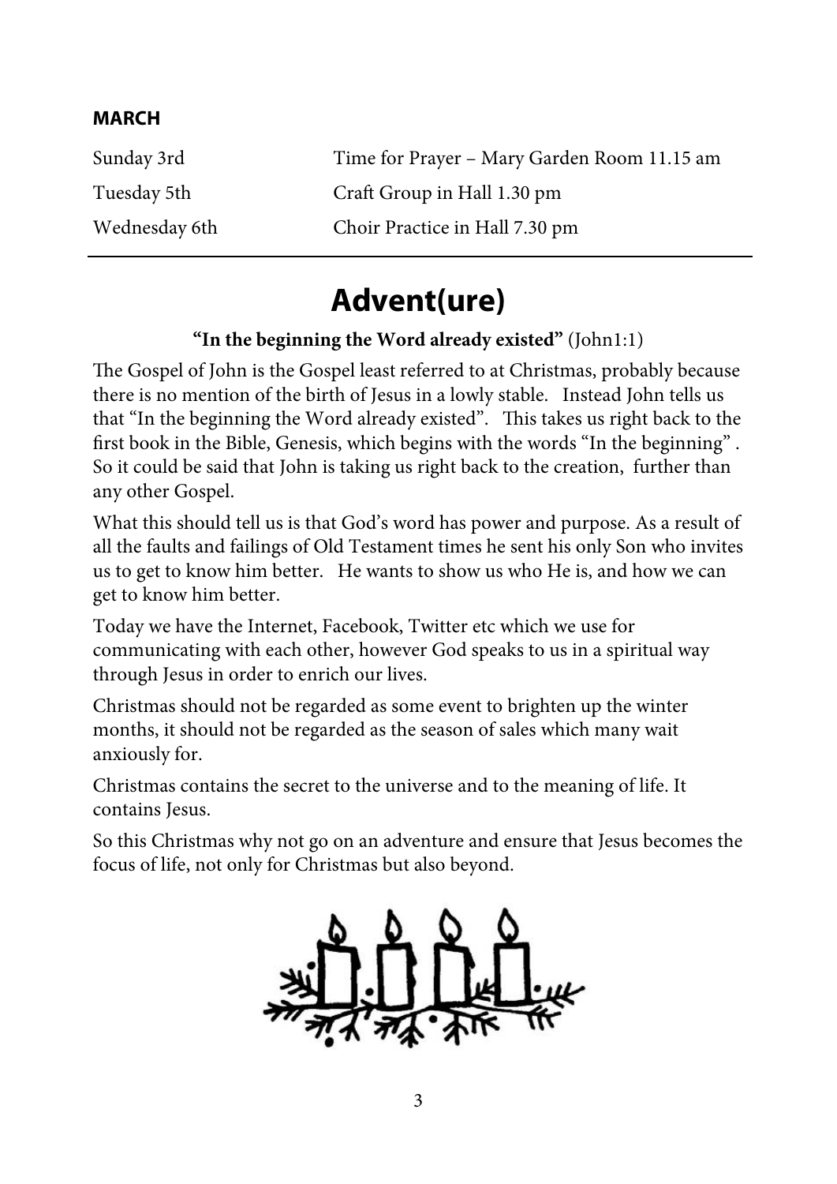**MARCH**

| | |
|---|---|
| Sunday 3rd | Time for Prayer – Mary Garden Room 11.15 am |
| Tuesday 5th | Craft Group in Hall 1.30 pm |
| Wednesday 6th | Choir Practice in Hall 7.30 pm |

---

# Advent(ure)

**"In the beginning the Word already existed"** (John1:1)

The Gospel of John is the Gospel least referred to at Christmas, probably because there is no mention of the birth of Jesus in a lowly stable. Instead John tells us that "In the beginning the Word already existed". This takes us right back to the first book in the Bible, Genesis, which begins with the words "In the beginning" . So it could be said that John is taking us right back to the creation, further than any other Gospel.

What this should tell us is that God's word has power and purpose. As a result of all the faults and failings of Old Testament times he sent his only Son who invites us to get to know him better. He wants to show us who He is, and how we can get to know him better.

Today we have the Internet, Facebook, Twitter etc which we use for communicating with each other, however God speaks to us in a spiritual way through Jesus in order to enrich our lives.

Christmas should not be regarded as some event to brighten up the winter months, it should not be regarded as the season of sales which many wait anxiously for.

Christmas contains the secret to the universe and to the meaning of life. It contains Jesus.

So this Christmas why not go on an adventure and ensure that Jesus becomes the focus of life, not only for Christmas but also beyond.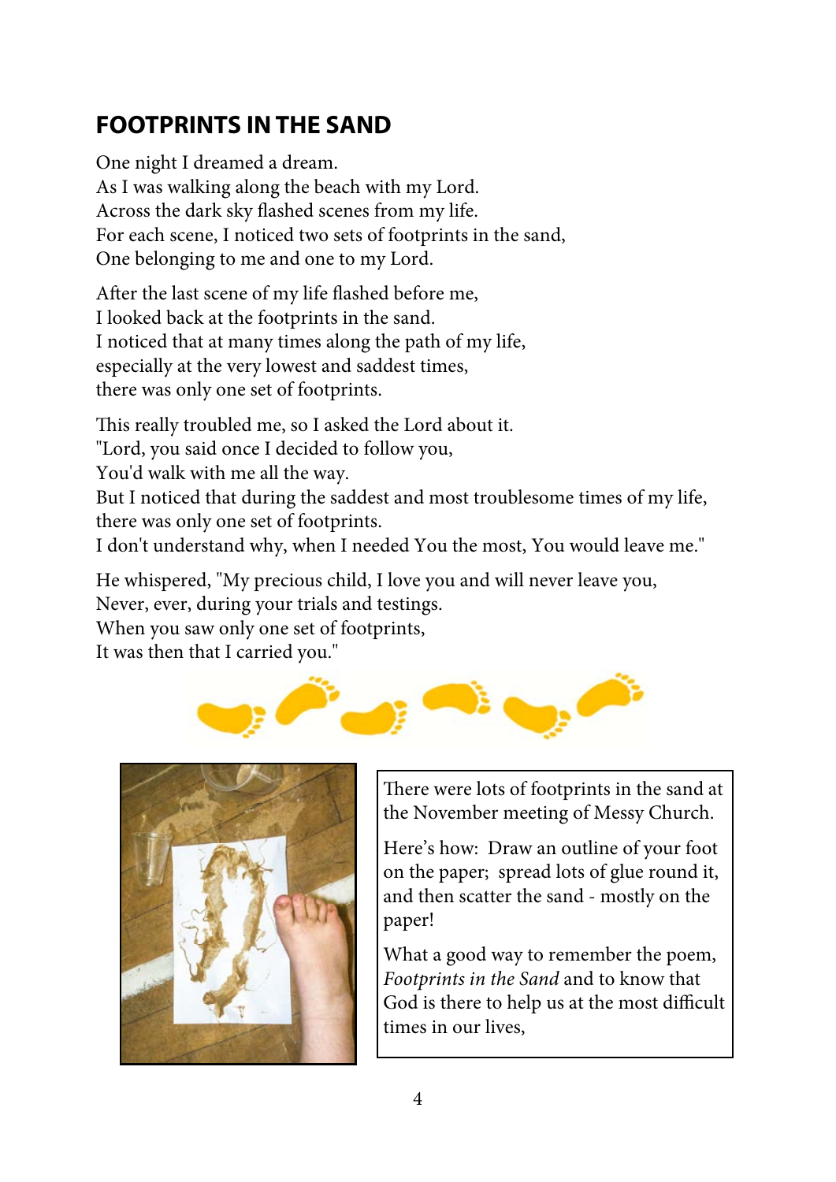## FOOTPRINTS IN THE SAND

One night I dreamed a dream.
As I was walking along the beach with my Lord.
Across the dark sky flashed scenes from my life.
For each scene, I noticed two sets of footprints in the sand,
One belonging to me and one to my Lord.

After the last scene of my life flashed before me,
I looked back at the footprints in the sand.
I noticed that at many times along the path of my life,
especially at the very lowest and saddest times,
there was only one set of footprints.

This really troubled me, so I asked the Lord about it.
"Lord, you said once I decided to follow you,
You'd walk with me all the way.
But I noticed that during the saddest and most troublesome times of my life,
there was only one set of footprints.
I don't understand why, when I needed You the most, You would leave me."

He whispered, "My precious child, I love you and will never leave you,
Never, ever, during your trials and testings.
When you saw only one set of footprints,
It was then that I carried you."

There were lots of footprints in the sand at the November meeting of Messy Church.

Here's how: Draw an outline of your foot on the paper; spread lots of glue round it, and then scatter the sand - mostly on the paper!

What a good way to remember the poem, *Footprints in the Sand* and to know that God is there to help us at the most difficult times in our lives,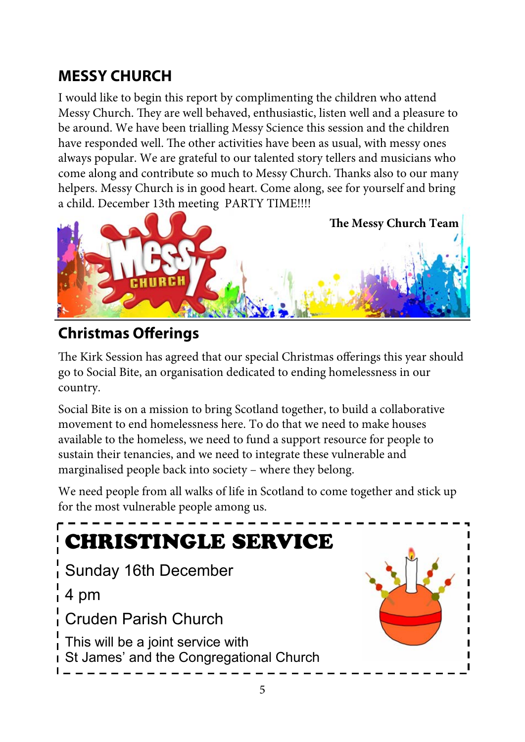## MESSY CHURCH

I would like to begin this report by complimenting the children who attend Messy Church. They are well behaved, enthusiastic, listen well and a pleasure to be around. We have been trialling Messy Science this session and the children have responded well. The other activities have been as usual, with messy ones always popular. We are grateful to our talented story tellers and musicians who come along and contribute so much to Messy Church. Thanks also to our many helpers. Messy Church is in good heart. Come along, see for yourself and bring a child. December 13th meeting PARTY TIME!!!!

**The Messy Church Team**

## Christmas Offerings

The Kirk Session has agreed that our special Christmas offerings this year should go to Social Bite, an organisation dedicated to ending homelessness in our country.

Social Bite is on a mission to bring Scotland together, to build a collaborative movement to end homelessness here. To do that we need to make houses available to the homeless, we need to fund a support resource for people to sustain their tenancies, and we need to integrate these vulnerable and marginalised people back into society – where they belong.

We need people from all walks of life in Scotland to come together and stick up for the most vulnerable people among us.

## CHRISTINGLE SERVICE

Sunday 16th December

4 pm

Cruden Parish Church

This will be a joint service with
St James' and the Congregational Church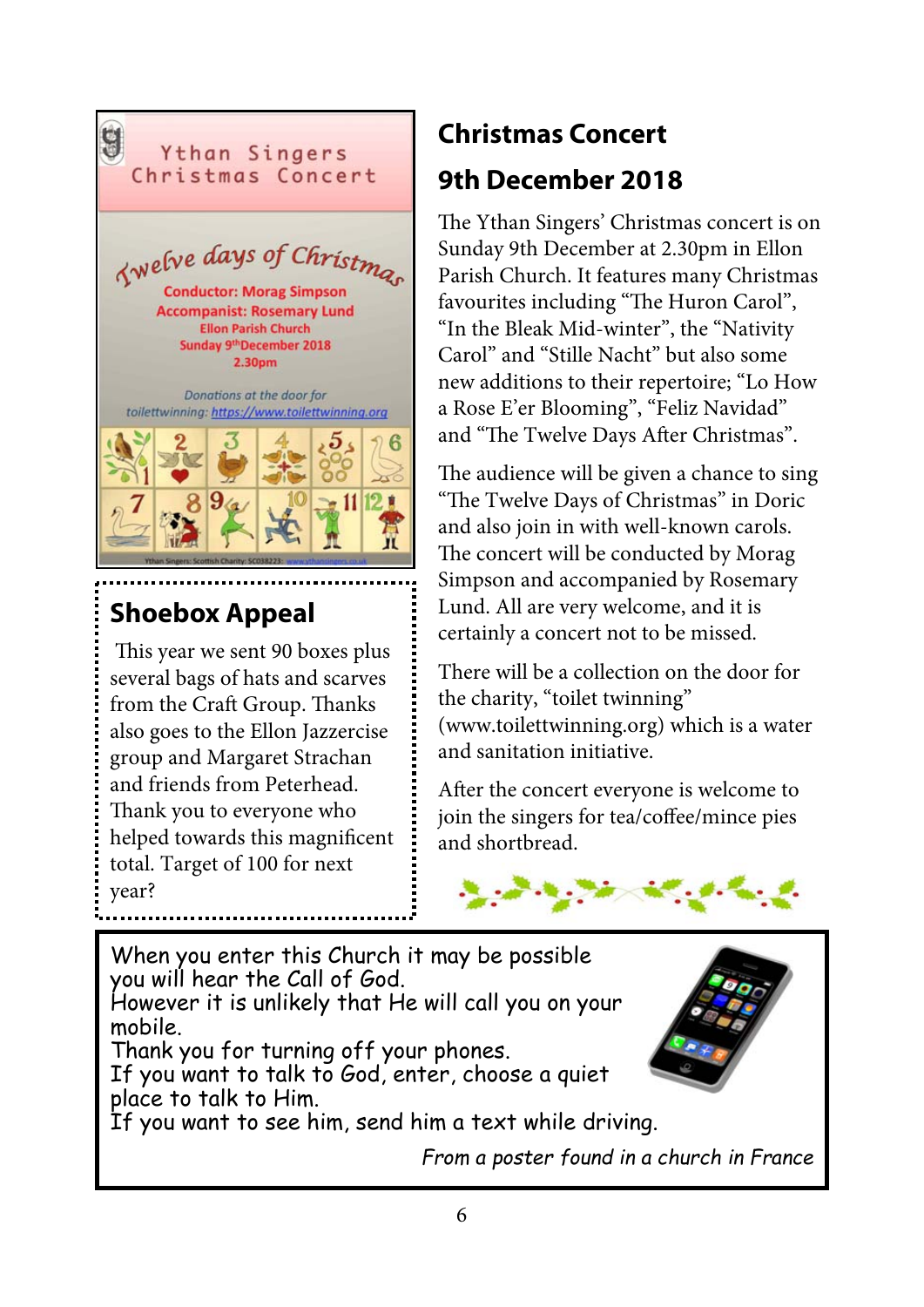Ythan Singers Christmas Concert

Twelve days of Christmas

Conductor: Morag Simpson
Accompanist: Rosemary Lund
Ellon Parish Church
Sunday 9th December 2018
2.30pm

Donations at the door for toilettwinning: https://www.toilettwinning.org

Ythan Singers: Scottish Charity: SC038223: www.ythansingers.co.uk

## Shoebox Appeal

This year we sent 90 boxes plus several bags of hats and scarves from the Craft Group. Thanks also goes to the Ellon Jazzercise group and Margaret Strachan and friends from Peterhead. Thank you to everyone who helped towards this magnificent total. Target of 100 for next year?

## Christmas Concert

## 9th December 2018

The Ythan Singers' Christmas concert is on Sunday 9th December at 2.30pm in Ellon Parish Church. It features many Christmas favourites including "The Huron Carol", "In the Bleak Mid-winter", the "Nativity Carol" and "Stille Nacht" but also some new additions to their repertoire; "Lo How a Rose E'er Blooming", "Feliz Navidad" and "The Twelve Days After Christmas".

The audience will be given a chance to sing "The Twelve Days of Christmas" in Doric and also join in with well-known carols. The concert will be conducted by Morag Simpson and accompanied by Rosemary Lund. All are very welcome, and it is certainly a concert not to be missed.

There will be a collection on the door for the charity, "toilet twinning" (www.toilettwinning.org) which is a water and sanitation initiative.

After the concert everyone is welcome to join the singers for tea/coffee/mince pies and shortbread.

When you enter this Church it may be possible you will hear the Call of God.
However it is unlikely that He will call you on your mobile.
Thank you for turning off your phones.
If you want to talk to God, enter, choose a quiet place to talk to Him.
If you want to see him, send him a text while driving.

*From a poster found in a church in France*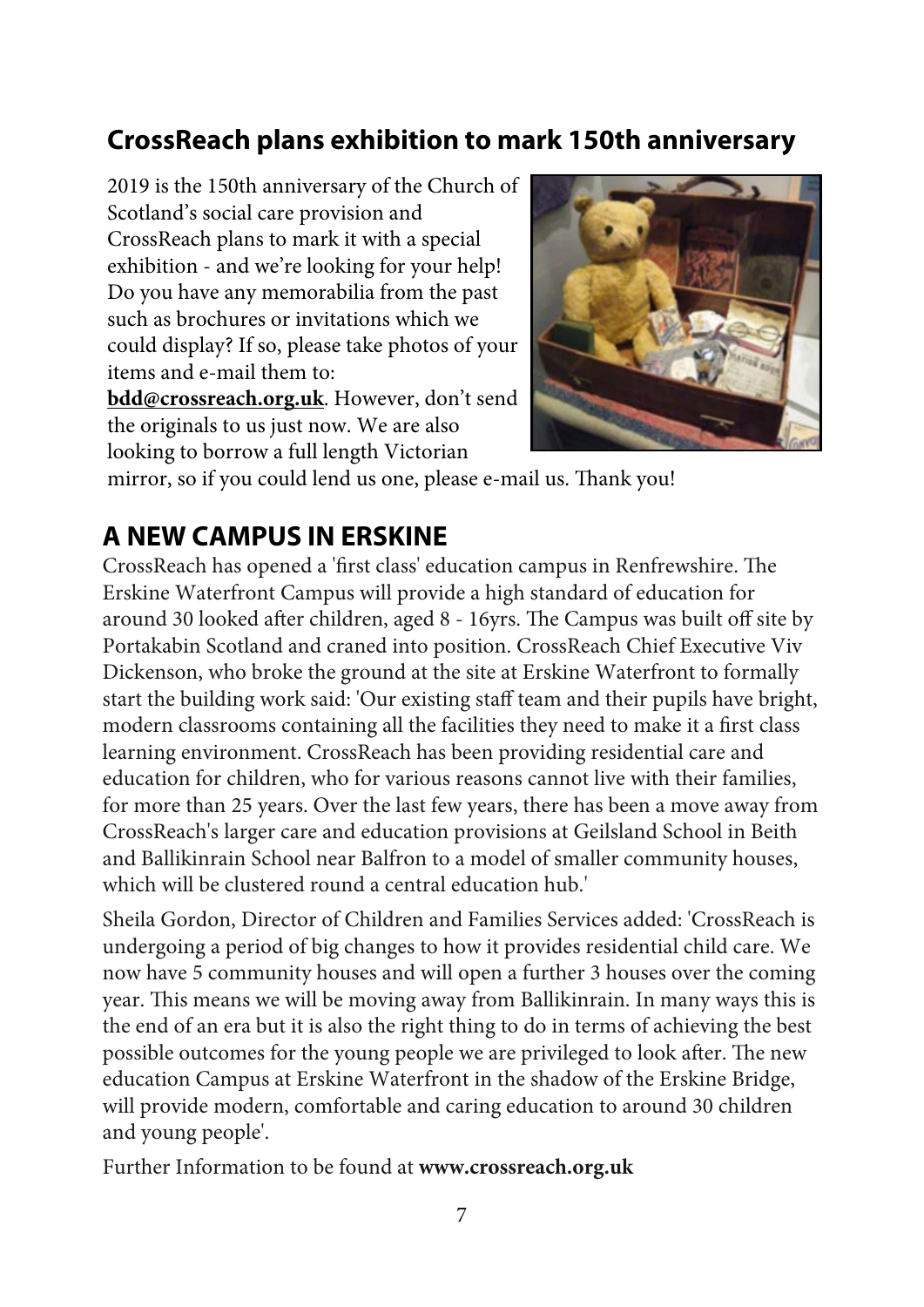## CrossReach plans exhibition to mark 150th anniversary

2019 is the 150th anniversary of the Church of Scotland's social care provision and CrossReach plans to mark it with a special exhibition - and we're looking for your help! Do you have any memorabilia from the past such as brochures or invitations which we could display? If so, please take photos of your items and e-mail them to: **bdd@crossreach.org.uk**. However, don't send the originals to us just now. We are also looking to borrow a full length Victorian mirror, so if you could lend us one, please e-mail us. Thank you!

## A NEW CAMPUS IN ERSKINE

CrossReach has opened a 'first class' education campus in Renfrewshire. The Erskine Waterfront Campus will provide a high standard of education for around 30 looked after children, aged 8 - 16yrs. The Campus was built off site by Portakabin Scotland and craned into position. CrossReach Chief Executive Viv Dickenson, who broke the ground at the site at Erskine Waterfront to formally start the building work said: 'Our existing staff team and their pupils have bright, modern classrooms containing all the facilities they need to make it a first class learning environment. CrossReach has been providing residential care and education for children, who for various reasons cannot live with their families, for more than 25 years. Over the last few years, there has been a move away from CrossReach's larger care and education provisions at Geilsland School in Beith and Ballikinrain School near Balfron to a model of smaller community houses, which will be clustered round a central education hub.'

Sheila Gordon, Director of Children and Families Services added: 'CrossReach is undergoing a period of big changes to how it provides residential child care. We now have 5 community houses and will open a further 3 houses over the coming year. This means we will be moving away from Ballikinrain. In many ways this is the end of an era but it is also the right thing to do in terms of achieving the best possible outcomes for the young people we are privileged to look after. The new education Campus at Erskine Waterfront in the shadow of the Erskine Bridge, will provide modern, comfortable and caring education to around 30 children and young people'.

Further Information to be found at **www.crossreach.org.uk**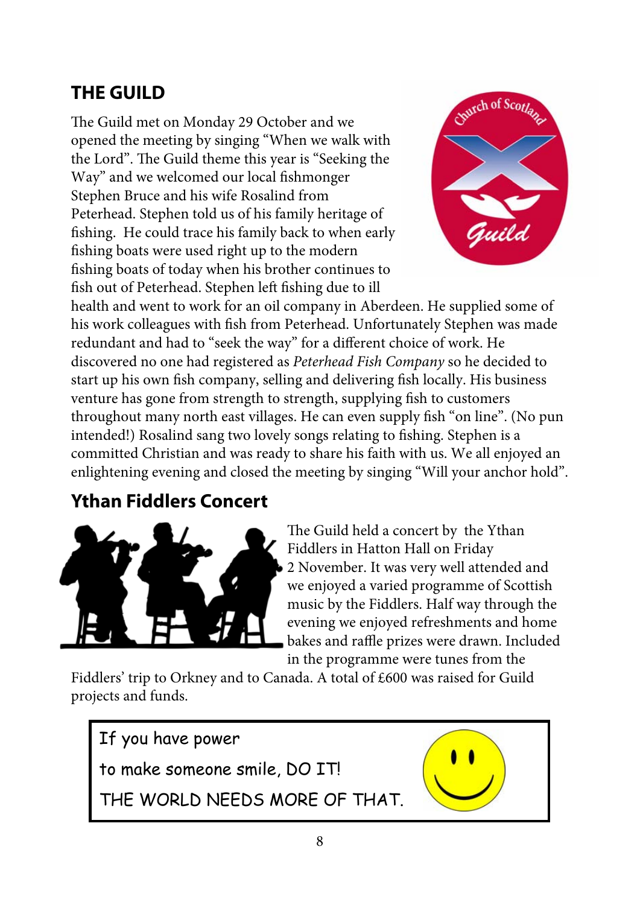## THE GUILD

The Guild met on Monday 29 October and we opened the meeting by singing "When we walk with the Lord". The Guild theme this year is "Seeking the Way" and we welcomed our local fishmonger Stephen Bruce and his wife Rosalind from Peterhead. Stephen told us of his family heritage of fishing. He could trace his family back to when early fishing boats were used right up to the modern fishing boats of today when his brother continues to fish out of Peterhead. Stephen left fishing due to ill health and went to work for an oil company in Aberdeen. He supplied some of his work colleagues with fish from Peterhead. Unfortunately Stephen was made redundant and had to "seek the way" for a different choice of work. He discovered no one had registered as *Peterhead Fish Company* so he decided to start up his own fish company, selling and delivering fish locally. His business venture has gone from strength to strength, supplying fish to customers throughout many north east villages. He can even supply fish "on line". (No pun intended!) Rosalind sang two lovely songs relating to fishing. Stephen is a committed Christian and was ready to share his faith with us. We all enjoyed an enlightening evening and closed the meeting by singing "Will your anchor hold".

## Ythan Fiddlers Concert

The Guild held a concert by the Ythan Fiddlers in Hatton Hall on Friday 2 November. It was very well attended and we enjoyed a varied programme of Scottish music by the Fiddlers. Half way through the evening we enjoyed refreshments and home bakes and raffle prizes were drawn. Included in the programme were tunes from the Fiddlers' trip to Orkney and to Canada. A total of £600 was raised for Guild projects and funds.

If you have power

to make someone smile, DO IT!

THE WORLD NEEDS MORE OF THAT.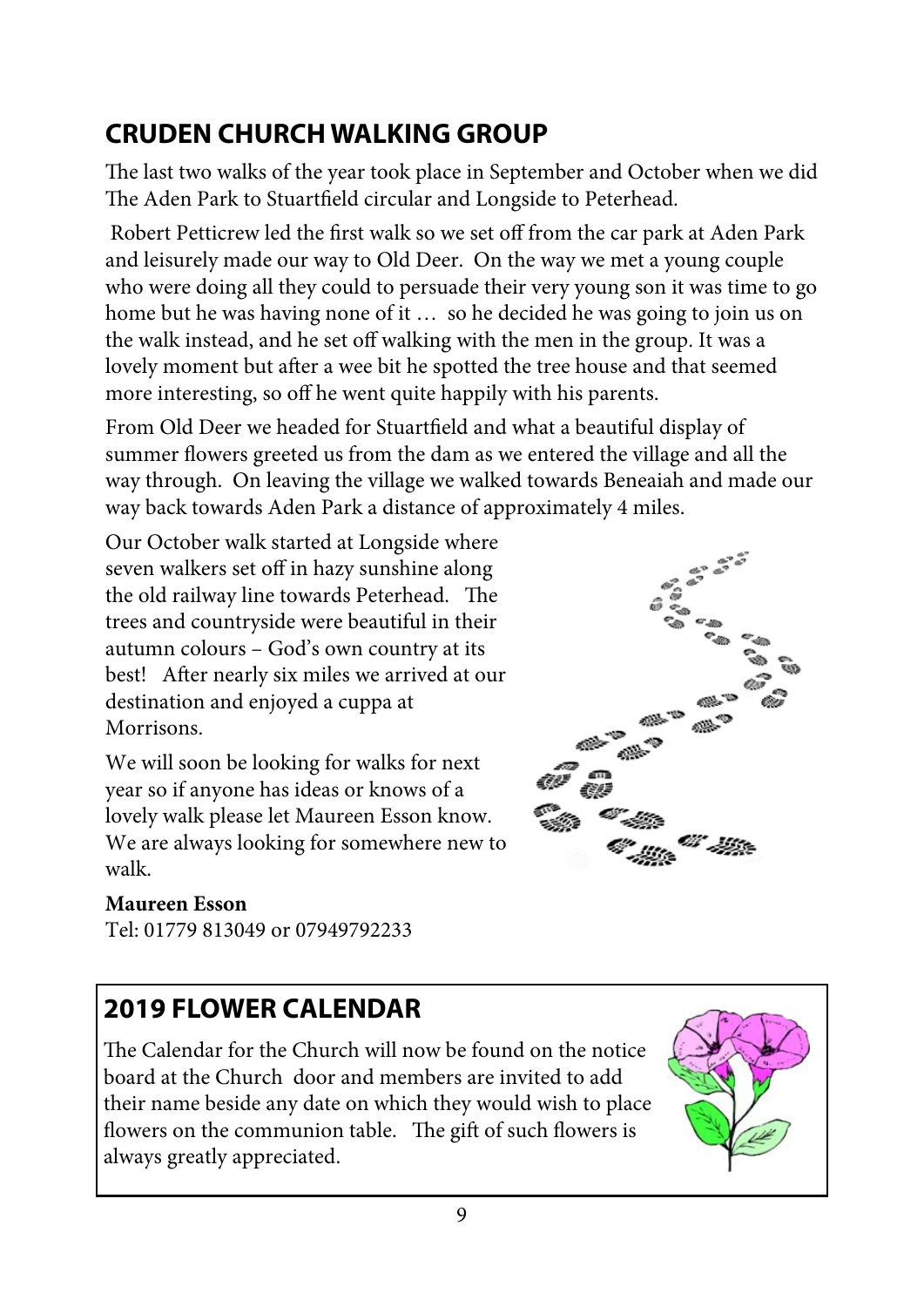## CRUDEN CHURCH WALKING GROUP

The last two walks of the year took place in September and October when we did The Aden Park to Stuartfield circular and Longside to Peterhead.

Robert Petticrew led the first walk so we set off from the car park at Aden Park and leisurely made our way to Old Deer. On the way we met a young couple who were doing all they could to persuade their very young son it was time to go home but he was having none of it … so he decided he was going to join us on the walk instead, and he set off walking with the men in the group. It was a lovely moment but after a wee bit he spotted the tree house and that seemed more interesting, so off he went quite happily with his parents.

From Old Deer we headed for Stuartfield and what a beautiful display of summer flowers greeted us from the dam as we entered the village and all the way through. On leaving the village we walked towards Beneaiah and made our way back towards Aden Park a distance of approximately 4 miles.

Our October walk started at Longside where seven walkers set off in hazy sunshine along the old railway line towards Peterhead. The trees and countryside were beautiful in their autumn colours – God's own country at its best! After nearly six miles we arrived at our destination and enjoyed a cuppa at Morrisons.

We will soon be looking for walks for next year so if anyone has ideas or knows of a lovely walk please let Maureen Esson know. We are always looking for somewhere new to walk.

**Maureen Esson**
Tel: 01779 813049 or 07949792233

## 2019 FLOWER CALENDAR

The Calendar for the Church will now be found on the notice board at the Church door and members are invited to add their name beside any date on which they would wish to place flowers on the communion table. The gift of such flowers is always greatly appreciated.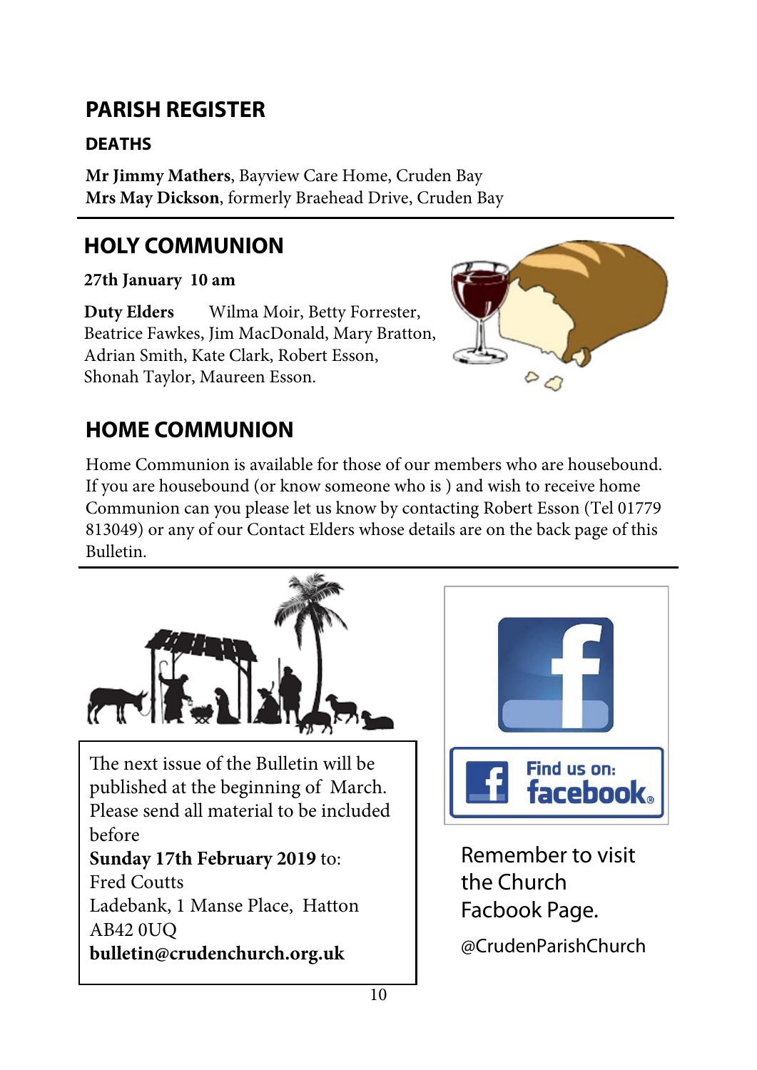## PARISH REGISTER

### DEATHS

**Mr Jimmy Mathers**, Bayview Care Home, Cruden Bay
**Mrs May Dickson**, formerly Braehead Drive, Cruden Bay

## HOLY COMMUNION

**27th January 10 am**

**Duty Elders** Wilma Moir, Betty Forrester, Beatrice Fawkes, Jim MacDonald, Mary Bratton, Adrian Smith, Kate Clark, Robert Esson, Shonah Taylor, Maureen Esson.

## HOME COMMUNION

Home Communion is available for those of our members who are housebound. If you are housebound (or know someone who is ) and wish to receive home Communion can you please let us know by contacting Robert Esson (Tel 01779 813049) or any of our Contact Elders whose details are on the back page of this Bulletin.

The next issue of the Bulletin will be published at the beginning of March. Please send all material to be included before
**Sunday 17th February 2019** to:
Fred Coutts
Ladebank, 1 Manse Place, Hatton
AB42 0UQ
**bulletin@crudenchurch.org.uk**

Find us on: facebook

Remember to visit the Church Facbook Page.

@CrudenParishChurch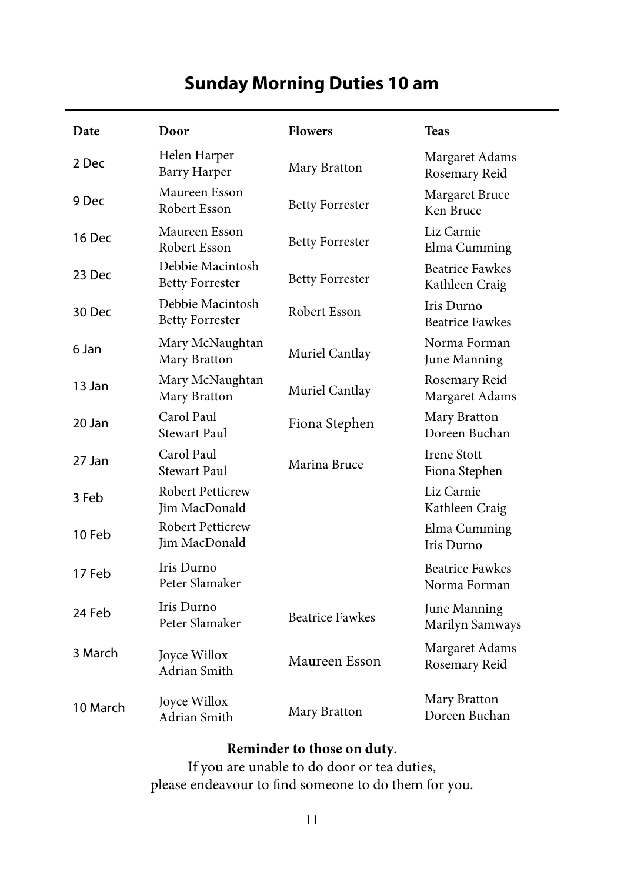# Sunday Morning Duties 10 am

| Date | Door | Flowers | Teas |
|---|---|---|---|
| 2 Dec | Helen Harper<br>Barry Harper | Mary Bratton | Margaret Adams<br>Rosemary Reid |
| 9 Dec | Maureen Esson<br>Robert Esson | Betty Forrester | Margaret Bruce<br>Ken Bruce |
| 16 Dec | Maureen Esson<br>Robert Esson | Betty Forrester | Liz Carnie<br>Elma Cumming |
| 23 Dec | Debbie Macintosh<br>Betty Forrester | Betty Forrester | Beatrice Fawkes<br>Kathleen Craig |
| 30 Dec | Debbie Macintosh<br>Betty Forrester | Robert Esson | Iris Durno<br>Beatrice Fawkes |
| 6 Jan | Mary McNaughtan<br>Mary Bratton | Muriel Cantlay | Norma Forman<br>June Manning |
| 13 Jan | Mary McNaughtan<br>Mary Bratton | Muriel Cantlay | Rosemary Reid<br>Margaret Adams |
| 20 Jan | Carol Paul<br>Stewart Paul | Fiona Stephen | Mary Bratton<br>Doreen Buchan |
| 27 Jan | Carol Paul<br>Stewart Paul | Marina Bruce | Irene Stott<br>Fiona Stephen |
| 3 Feb | Robert Petticrew<br>Jim MacDonald | | Liz Carnie<br>Kathleen Craig |
| 10 Feb | Robert Petticrew<br>Jim MacDonald | | Elma Cumming<br>Iris Durno |
| 17 Feb | Iris Durno<br>Peter Slamaker | | Beatrice Fawkes<br>Norma Forman |
| 24 Feb | Iris Durno<br>Peter Slamaker | Beatrice Fawkes | June Manning<br>Marilyn Samways |
| 3 March | Joyce Willox<br>Adrian Smith | Maureen Esson | Margaret Adams<br>Rosemary Reid |
| 10 March | Joyce Willox<br>Adrian Smith | Mary Bratton | Mary Bratton<br>Doreen Buchan |

**Reminder to those on duty**.
If you are unable to do door or tea duties,
please endeavour to find someone to do them for you.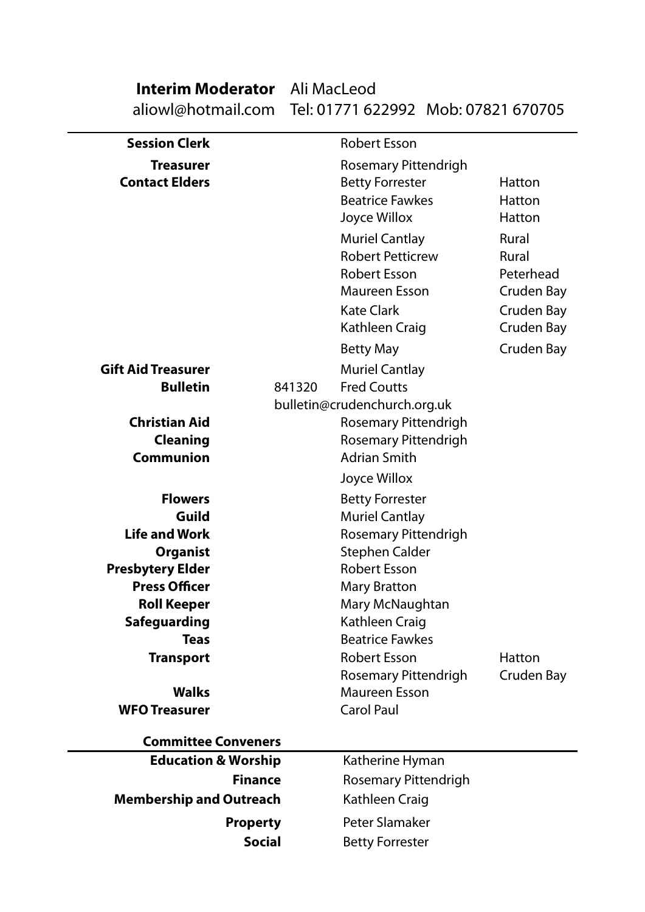**Interim Moderator** Ali MacLeod
aliowl@hotmail.com Tel: 01771 622992 Mob: 07821 670705

| | | | |
|---|---|---|---|
| **Session Clerk** | | Robert Esson | |
| **Treasurer** | | Rosemary Pittendrigh | |
| **Contact Elders** | | Betty Forrester | Hatton |
| | | Beatrice Fawkes | Hatton |
| | | Joyce Willox | Hatton |
| | | Muriel Cantlay | Rural |
| | | Robert Petticrew | Rural |
| | | Robert Esson | Peterhead |
| | | Maureen Esson | Cruden Bay |
| | | Kate Clark | Cruden Bay |
| | | Kathleen Craig | Cruden Bay |
| | | Betty May | Cruden Bay |
| **Gift Aid Treasurer** | | Muriel Cantlay | |
| **Bulletin** | 841320 | Fred Coutts | |
| | bulletin@crudenchurch.org.uk | | |
| **Christian Aid** | | Rosemary Pittendrigh | |
| **Cleaning** | | Rosemary Pittendrigh | |
| **Communion** | | Adrian Smith | |
| | | Joyce Willox | |
| **Flowers** | | Betty Forrester | |
| **Guild** | | Muriel Cantlay | |
| **Life and Work** | | Rosemary Pittendrigh | |
| **Organist** | | Stephen Calder | |
| **Presbytery Elder** | | Robert Esson | |
| **Press Officer** | | Mary Bratton | |
| **Roll Keeper** | | Mary McNaughtan | |
| **Safeguarding** | | Kathleen Craig | |
| **Teas** | | Beatrice Fawkes | |
| **Transport** | | Robert Esson | Hatton |
| | | Rosemary Pittendrigh | Cruden Bay |
| **Walks** | | Maureen Esson | |
| **WFO Treasurer** | | Carol Paul | |

**Committee Conveners**

| | |
|---|---|
| **Education & Worship** | Katherine Hyman |
| **Finance** | Rosemary Pittendrigh |
| **Membership and Outreach** | Kathleen Craig |
| **Property** | Peter Slamaker |
| **Social** | Betty Forrester |